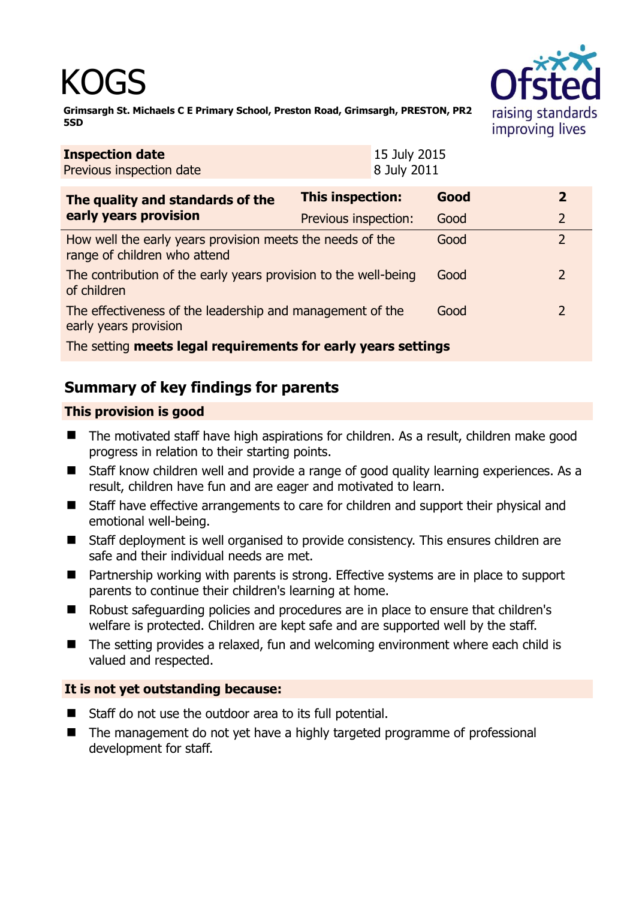# KOGS

**Grimsargh St. Michaels C E Primary School, Preston Road, Grimsargh, PRESTON, PR2 5SD**

| **Inspection date** | 15 July 2015 |
| --- | --- |
| Previous inspection date | 8 July 2011 |

| **The quality and standards of the early years provision** | **This inspection:** | **Good** | **2** |
| --- | --- | --- | --- |
| | Previous inspection: | Good | 2 |
| How well the early years provision meets the needs of the range of children who attend | | Good | 2 |
| The contribution of the early years provision to the well-being of children | | Good | 2 |
| The effectiveness of the leadership and management of the early years provision | | Good | 2 |
| The setting **meets legal requirements for early years settings** | | | |

## Summary of key findings for parents

### This provision is good

- The motivated staff have high aspirations for children. As a result, children make good progress in relation to their starting points.
- Staff know children well and provide a range of good quality learning experiences. As a result, children have fun and are eager and motivated to learn.
- Staff have effective arrangements to care for children and support their physical and emotional well-being.
- Staff deployment is well organised to provide consistency. This ensures children are safe and their individual needs are met.
- Partnership working with parents is strong. Effective systems are in place to support parents to continue their children's learning at home.
- Robust safeguarding policies and procedures are in place to ensure that children's welfare is protected. Children are kept safe and are supported well by the staff.
- The setting provides a relaxed, fun and welcoming environment where each child is valued and respected.

### It is not yet outstanding because:

- Staff do not use the outdoor area to its full potential.
- The management do not yet have a highly targeted programme of professional development for staff.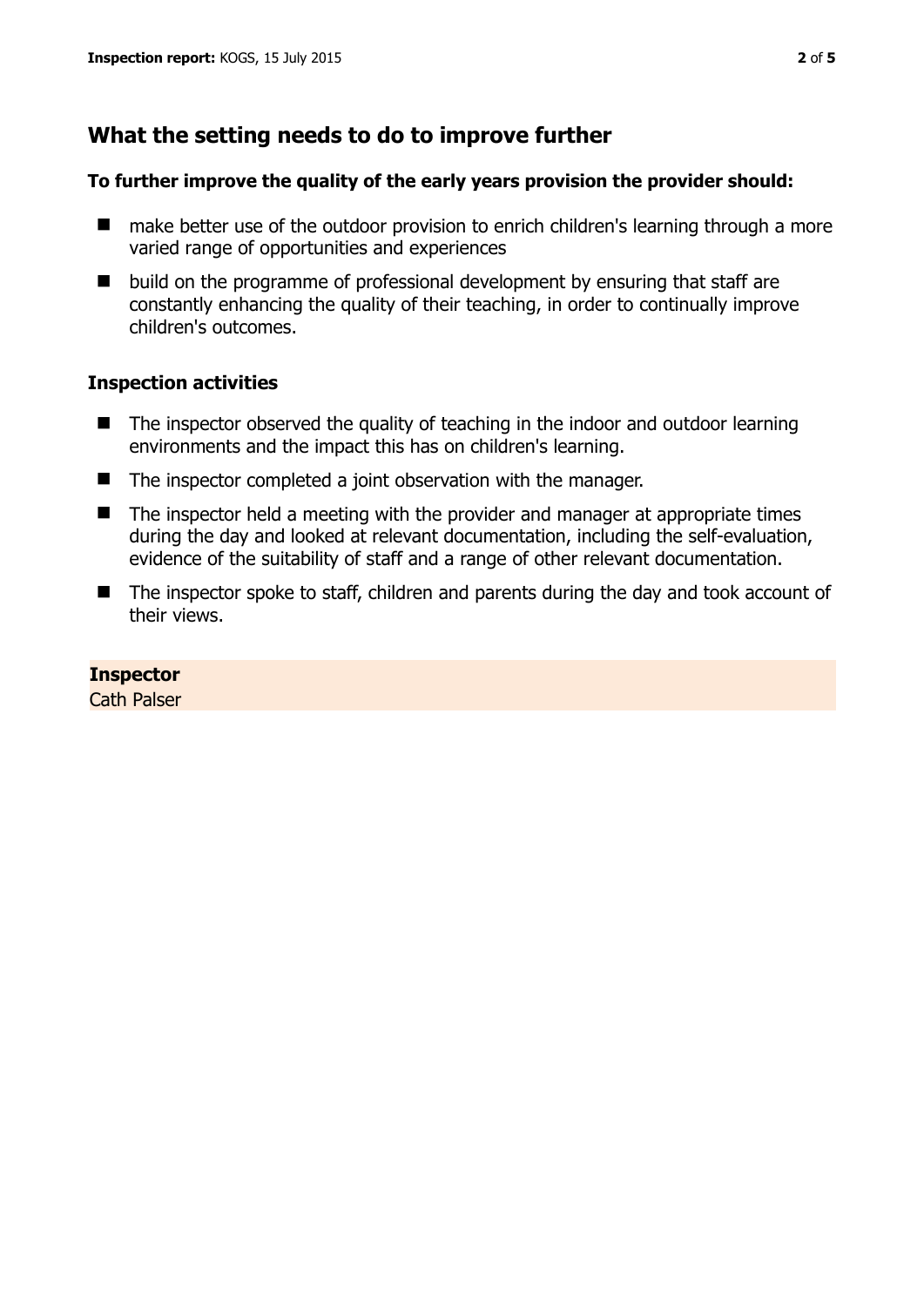## What the setting needs to do to improve further

**To further improve the quality of the early years provision the provider should:**

- make better use of the outdoor provision to enrich children's learning through a more varied range of opportunities and experiences
- build on the programme of professional development by ensuring that staff are constantly enhancing the quality of their teaching, in order to continually improve children's outcomes.

### Inspection activities

- The inspector observed the quality of teaching in the indoor and outdoor learning environments and the impact this has on children's learning.
- The inspector completed a joint observation with the manager.
- The inspector held a meeting with the provider and manager at appropriate times during the day and looked at relevant documentation, including the self-evaluation, evidence of the suitability of staff and a range of other relevant documentation.
- The inspector spoke to staff, children and parents during the day and took account of their views.

**Inspector**
Cath Palser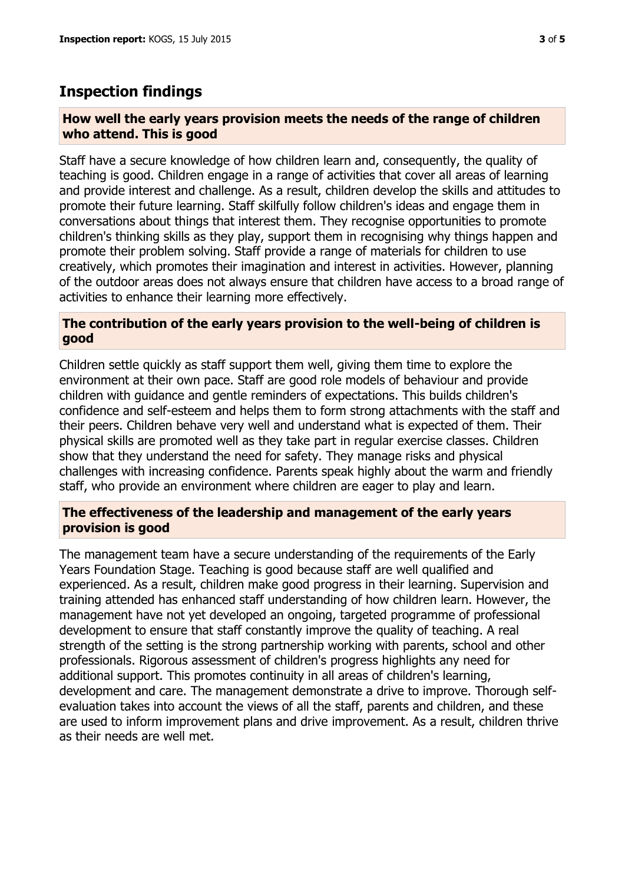## Inspection findings

### How well the early years provision meets the needs of the range of children who attend. This is good

Staff have a secure knowledge of how children learn and, consequently, the quality of teaching is good. Children engage in a range of activities that cover all areas of learning and provide interest and challenge. As a result, children develop the skills and attitudes to promote their future learning. Staff skilfully follow children's ideas and engage them in conversations about things that interest them. They recognise opportunities to promote children's thinking skills as they play, support them in recognising why things happen and promote their problem solving. Staff provide a range of materials for children to use creatively, which promotes their imagination and interest in activities. However, planning of the outdoor areas does not always ensure that children have access to a broad range of activities to enhance their learning more effectively.

### The contribution of the early years provision to the well-being of children is good

Children settle quickly as staff support them well, giving them time to explore the environment at their own pace. Staff are good role models of behaviour and provide children with guidance and gentle reminders of expectations. This builds children's confidence and self-esteem and helps them to form strong attachments with the staff and their peers. Children behave very well and understand what is expected of them. Their physical skills are promoted well as they take part in regular exercise classes. Children show that they understand the need for safety. They manage risks and physical challenges with increasing confidence. Parents speak highly about the warm and friendly staff, who provide an environment where children are eager to play and learn.

### The effectiveness of the leadership and management of the early years provision is good

The management team have a secure understanding of the requirements of the Early Years Foundation Stage. Teaching is good because staff are well qualified and experienced. As a result, children make good progress in their learning. Supervision and training attended has enhanced staff understanding of how children learn. However, the management have not yet developed an ongoing, targeted programme of professional development to ensure that staff constantly improve the quality of teaching. A real strength of the setting is the strong partnership working with parents, school and other professionals. Rigorous assessment of children's progress highlights any need for additional support. This promotes continuity in all areas of children's learning, development and care. The management demonstrate a drive to improve. Thorough self-evaluation takes into account the views of all the staff, parents and children, and these are used to inform improvement plans and drive improvement. As a result, children thrive as their needs are well met.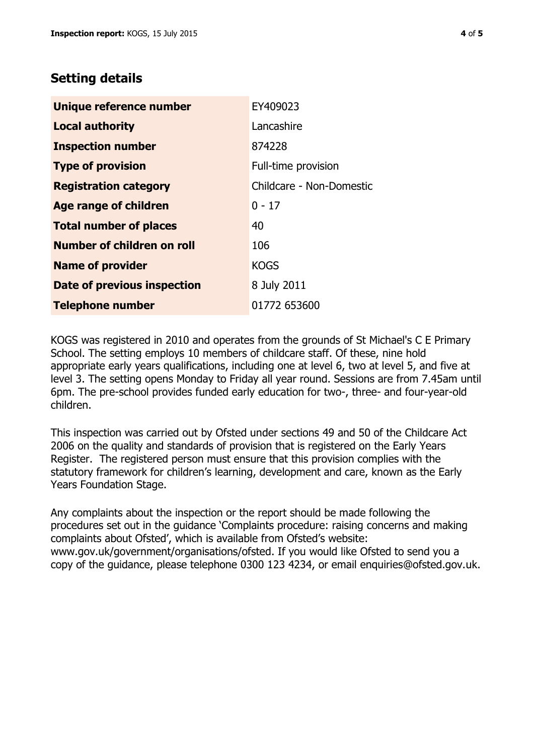## Setting details

| | |
|---|---|
| **Unique reference number** | EY409023 |
| **Local authority** | Lancashire |
| **Inspection number** | 874228 |
| **Type of provision** | Full-time provision |
| **Registration category** | Childcare - Non-Domestic |
| **Age range of children** | 0 - 17 |
| **Total number of places** | 40 |
| **Number of children on roll** | 106 |
| **Name of provider** | KOGS |
| **Date of previous inspection** | 8 July 2011 |
| **Telephone number** | 01772 653600 |

KOGS was registered in 2010 and operates from the grounds of St Michael's C E Primary School. The setting employs 10 members of childcare staff. Of these, nine hold appropriate early years qualifications, including one at level 6, two at level 5, and five at level 3. The setting opens Monday to Friday all year round. Sessions are from 7.45am until 6pm. The pre-school provides funded early education for two-, three- and four-year-old children.

This inspection was carried out by Ofsted under sections 49 and 50 of the Childcare Act 2006 on the quality and standards of provision that is registered on the Early Years Register. The registered person must ensure that this provision complies with the statutory framework for children's learning, development and care, known as the Early Years Foundation Stage.

Any complaints about the inspection or the report should be made following the procedures set out in the guidance 'Complaints procedure: raising concerns and making complaints about Ofsted', which is available from Ofsted's website: www.gov.uk/government/organisations/ofsted. If you would like Ofsted to send you a copy of the guidance, please telephone 0300 123 4234, or email enquiries@ofsted.gov.uk.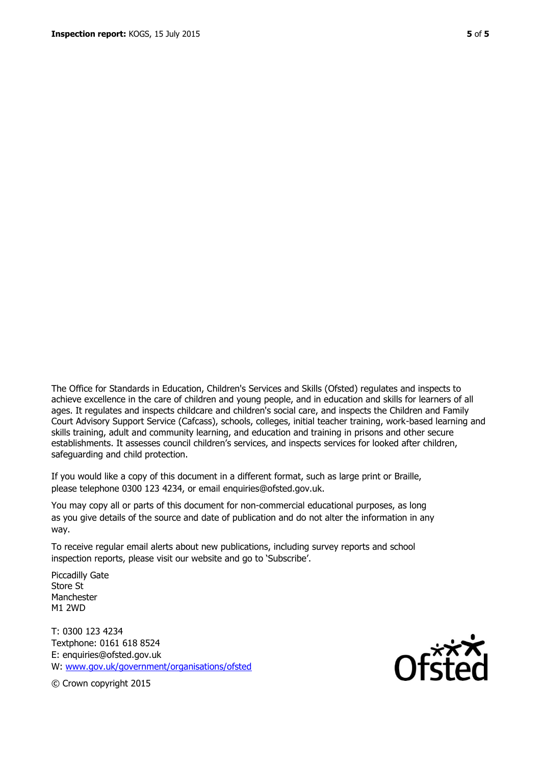The Office for Standards in Education, Children's Services and Skills (Ofsted) regulates and inspects to achieve excellence in the care of children and young people, and in education and skills for learners of all ages. It regulates and inspects childcare and children's social care, and inspects the Children and Family Court Advisory Support Service (Cafcass), schools, colleges, initial teacher training, work-based learning and skills training, adult and community learning, and education and training in prisons and other secure establishments. It assesses council children's services, and inspects services for looked after children, safeguarding and child protection.

If you would like a copy of this document in a different format, such as large print or Braille, please telephone 0300 123 4234, or email enquiries@ofsted.gov.uk.

You may copy all or parts of this document for non-commercial educational purposes, as long as you give details of the source and date of publication and do not alter the information in any way.

To receive regular email alerts about new publications, including survey reports and school inspection reports, please visit our website and go to 'Subscribe'.

Piccadilly Gate
Store St
Manchester
M1 2WD

T: 0300 123 4234
Textphone: 0161 618 8524
E: enquiries@ofsted.gov.uk
W: [www.gov.uk/government/organisations/ofsted](www.gov.uk/government/organisations/ofsted)

© Crown copyright 2015